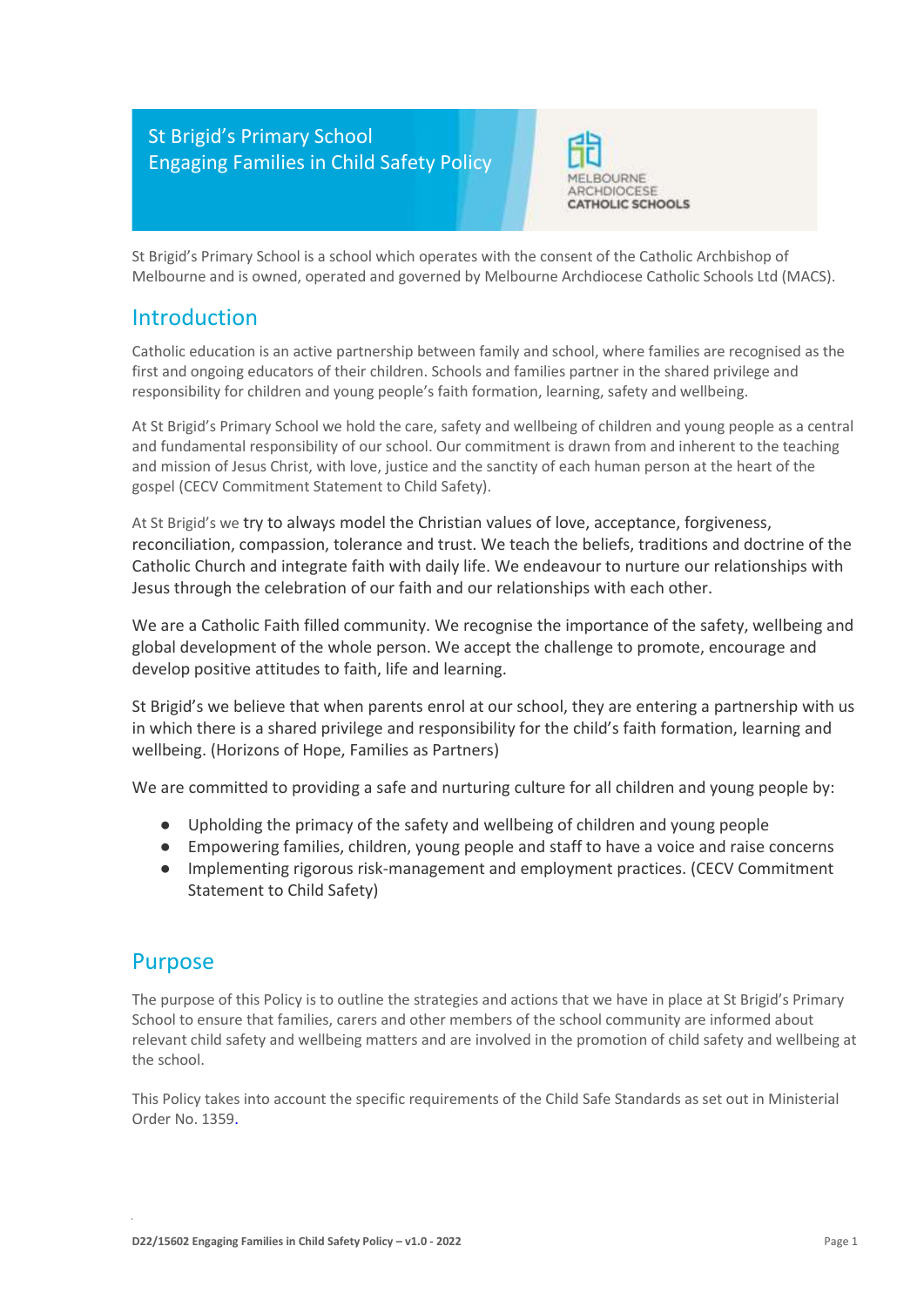# St Brigid's Primary School
# Engaging Families in Child Safety Policy

MELBOURNE ARCHDIOCESE CATHOLIC SCHOOLS

St Brigid's Primary School is a school which operates with the consent of the Catholic Archbishop of Melbourne and is owned, operated and governed by Melbourne Archdiocese Catholic Schools Ltd (MACS).

## Introduction

Catholic education is an active partnership between family and school, where families are recognised as the first and ongoing educators of their children. Schools and families partner in the shared privilege and responsibility for children and young people's faith formation, learning, safety and wellbeing.

At St Brigid's Primary School we hold the care, safety and wellbeing of children and young people as a central and fundamental responsibility of our school. Our commitment is drawn from and inherent to the teaching and mission of Jesus Christ, with love, justice and the sanctity of each human person at the heart of the gospel (CECV Commitment Statement to Child Safety).

At St Brigid's we try to always model the Christian values of love, acceptance, forgiveness, reconciliation, compassion, tolerance and trust. We teach the beliefs, traditions and doctrine of the Catholic Church and integrate faith with daily life. We endeavour to nurture our relationships with Jesus through the celebration of our faith and our relationships with each other.

We are a Catholic Faith filled community. We recognise the importance of the safety, wellbeing and global development of the whole person. We accept the challenge to promote, encourage and develop positive attitudes to faith, life and learning.

St Brigid's we believe that when parents enrol at our school, they are entering a partnership with us in which there is a shared privilege and responsibility for the child's faith formation, learning and wellbeing. (Horizons of Hope, Families as Partners)

We are committed to providing a safe and nurturing culture for all children and young people by:

- Upholding the primacy of the safety and wellbeing of children and young people
- Empowering families, children, young people and staff to have a voice and raise concerns
- Implementing rigorous risk-management and employment practices. (CECV Commitment Statement to Child Safety)

## Purpose

The purpose of this Policy is to outline the strategies and actions that we have in place at St Brigid's Primary School to ensure that families, carers and other members of the school community are informed about relevant child safety and wellbeing matters and are involved in the promotion of child safety and wellbeing at the school.

This Policy takes into account the specific requirements of the Child Safe Standards as set out in Ministerial Order No. 1359.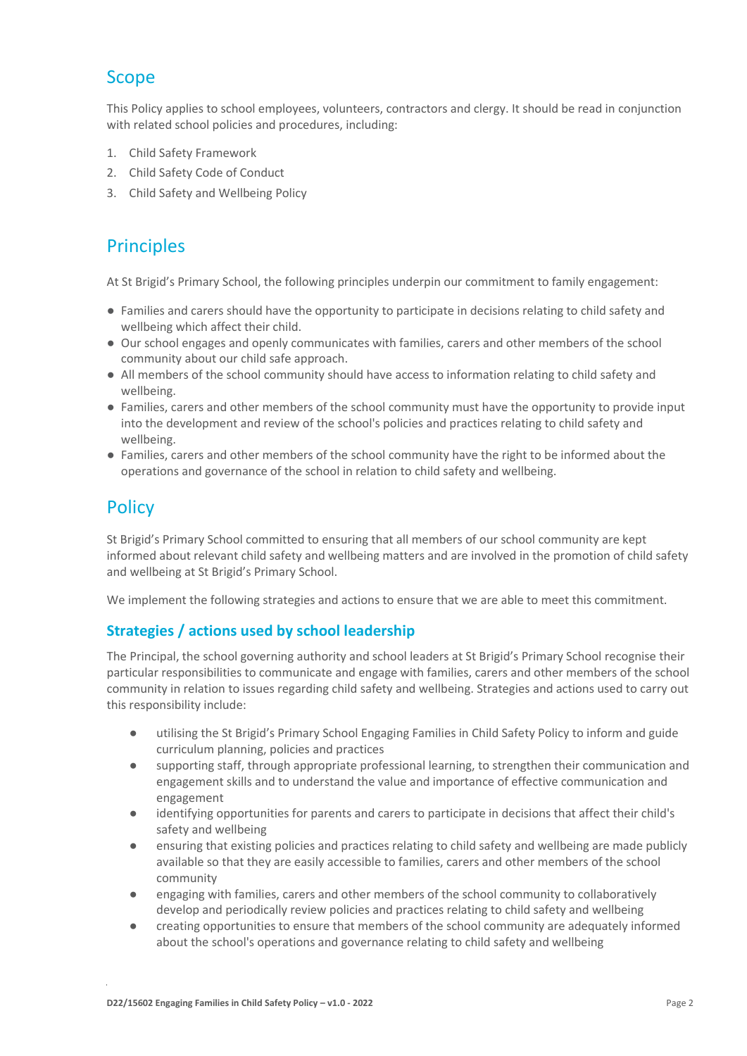## Scope

This Policy applies to school employees, volunteers, contractors and clergy. It should be read in conjunction with related school policies and procedures, including:

1. Child Safety Framework
2. Child Safety Code of Conduct
3. Child Safety and Wellbeing Policy

## Principles

At St Brigid's Primary School, the following principles underpin our commitment to family engagement:

- Families and carers should have the opportunity to participate in decisions relating to child safety and wellbeing which affect their child.
- Our school engages and openly communicates with families, carers and other members of the school community about our child safe approach.
- All members of the school community should have access to information relating to child safety and wellbeing.
- Families, carers and other members of the school community must have the opportunity to provide input into the development and review of the school's policies and practices relating to child safety and wellbeing.
- Families, carers and other members of the school community have the right to be informed about the operations and governance of the school in relation to child safety and wellbeing.

## Policy

St Brigid's Primary School committed to ensuring that all members of our school community are kept informed about relevant child safety and wellbeing matters and are involved in the promotion of child safety and wellbeing at St Brigid's Primary School.

We implement the following strategies and actions to ensure that we are able to meet this commitment.

### Strategies / actions used by school leadership

The Principal, the school governing authority and school leaders at St Brigid's Primary School recognise their particular responsibilities to communicate and engage with families, carers and other members of the school community in relation to issues regarding child safety and wellbeing. Strategies and actions used to carry out this responsibility include:

- utilising the St Brigid's Primary School Engaging Families in Child Safety Policy to inform and guide curriculum planning, policies and practices
- supporting staff, through appropriate professional learning, to strengthen their communication and engagement skills and to understand the value and importance of effective communication and engagement
- identifying opportunities for parents and carers to participate in decisions that affect their child's safety and wellbeing
- ensuring that existing policies and practices relating to child safety and wellbeing are made publicly available so that they are easily accessible to families, carers and other members of the school community
- engaging with families, carers and other members of the school community to collaboratively develop and periodically review policies and practices relating to child safety and wellbeing
- creating opportunities to ensure that members of the school community are adequately informed about the school's operations and governance relating to child safety and wellbeing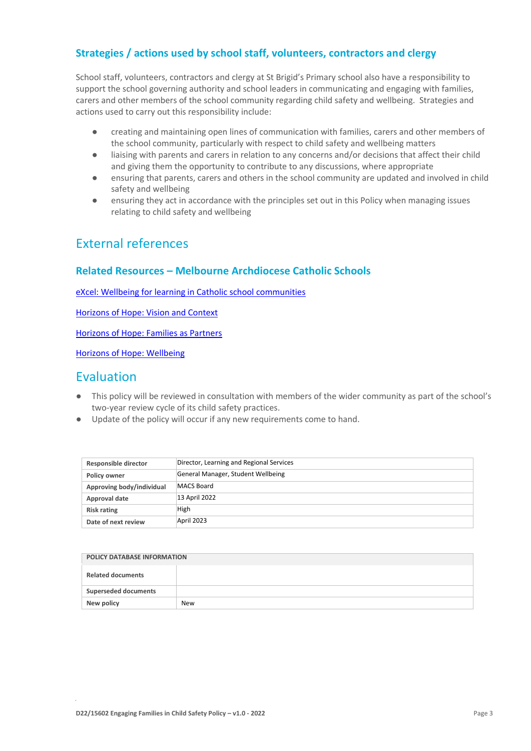### Strategies / actions used by school staff, volunteers, contractors and clergy

School staff, volunteers, contractors and clergy at St Brigid's Primary school also have a responsibility to support the school governing authority and school leaders in communicating and engaging with families, carers and other members of the school community regarding child safety and wellbeing. Strategies and actions used to carry out this responsibility include:

- creating and maintaining open lines of communication with families, carers and other members of the school community, particularly with respect to child safety and wellbeing matters
- liaising with parents and carers in relation to any concerns and/or decisions that affect their child and giving them the opportunity to contribute to any discussions, where appropriate
- ensuring that parents, carers and others in the school community are updated and involved in child safety and wellbeing
- ensuring they act in accordance with the principles set out in this Policy when managing issues relating to child safety and wellbeing

## External references

### Related Resources – Melbourne Archdiocese Catholic Schools

eXcel: Wellbeing for learning in Catholic school communities

Horizons of Hope: Vision and Context

Horizons of Hope: Families as Partners

Horizons of Hope: Wellbeing

## Evaluation

- This policy will be reviewed in consultation with members of the wider community as part of the school's two-year review cycle of its child safety practices.
- Update of the policy will occur if any new requirements come to hand.

| | |
|---|---|
| **Responsible director** | Director, Learning and Regional Services |
| **Policy owner** | General Manager, Student Wellbeing |
| **Approving body/individual** | MACS Board |
| **Approval date** | 13 April 2022 |
| **Risk rating** | High |
| **Date of next review** | April 2023 |

| **POLICY DATABASE INFORMATION** | |
|---|---|
| **Related documents** | |
| **Superseded documents** | |
| **New policy** | New |